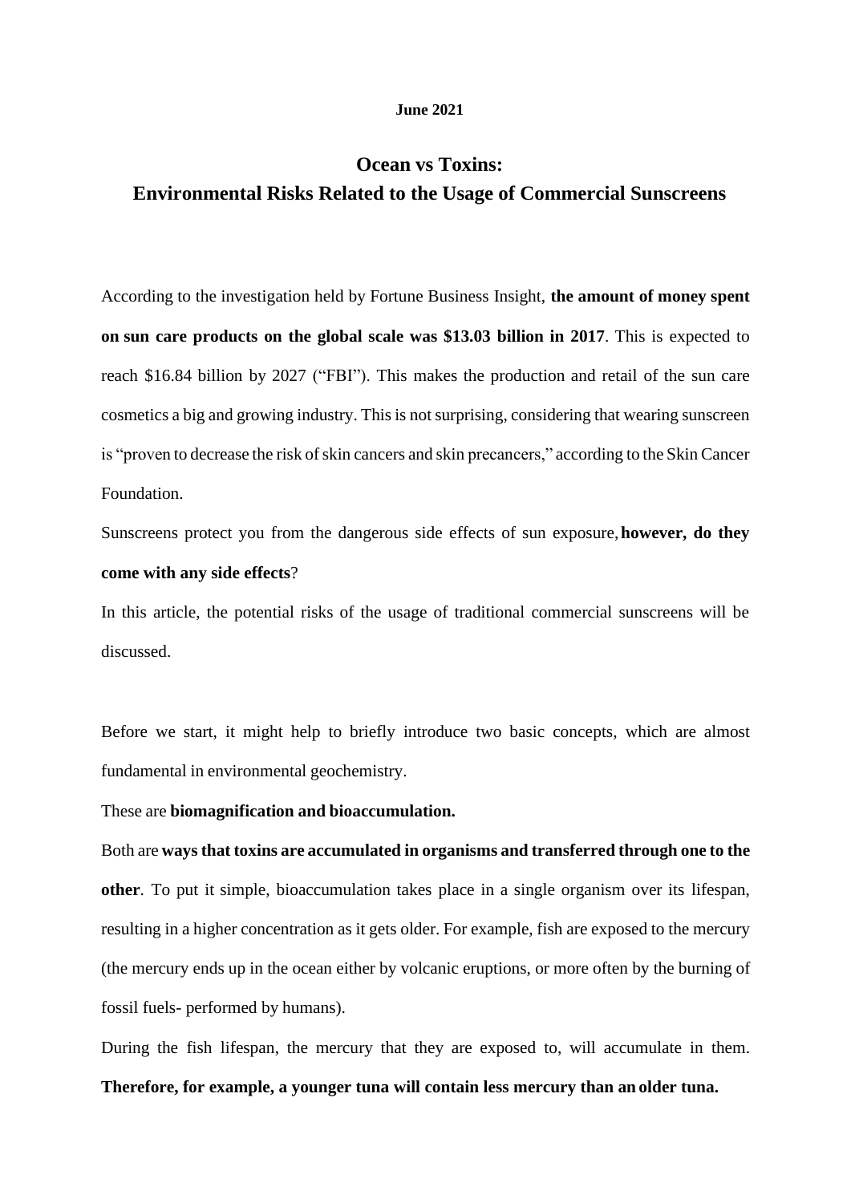**June 2021**

# Ocean vs Toxins:
# Environmental Risks Related to the Usage of Commercial Sunscreens

According to the investigation held by Fortune Business Insight, **the amount of money spent on sun care products on the global scale was $13.03 billion in 2017**. This is expected to reach $16.84 billion by 2027 ("FBI"). This makes the production and retail of the sun care cosmetics a big and growing industry. This is not surprising, considering that wearing sunscreen is "proven to decrease the risk of skin cancers and skin precancers," according to the Skin Cancer Foundation.

Sunscreens protect you from the dangerous side effects of sun exposure, **however, do they come with any side effects**?

In this article, the potential risks of the usage of traditional commercial sunscreens will be discussed.

Before we start, it might help to briefly introduce two basic concepts, which are almost fundamental in environmental geochemistry.

These are **biomagnification and bioaccumulation.**

Both are **ways that toxins are accumulated in organisms and transferred through one to the other**. To put it simple, bioaccumulation takes place in a single organism over its lifespan, resulting in a higher concentration as it gets older. For example, fish are exposed to the mercury (the mercury ends up in the ocean either by volcanic eruptions, or more often by the burning of fossil fuels- performed by humans).

During the fish lifespan, the mercury that they are exposed to, will accumulate in them. **Therefore, for example, a younger tuna will contain less mercury than an older tuna.**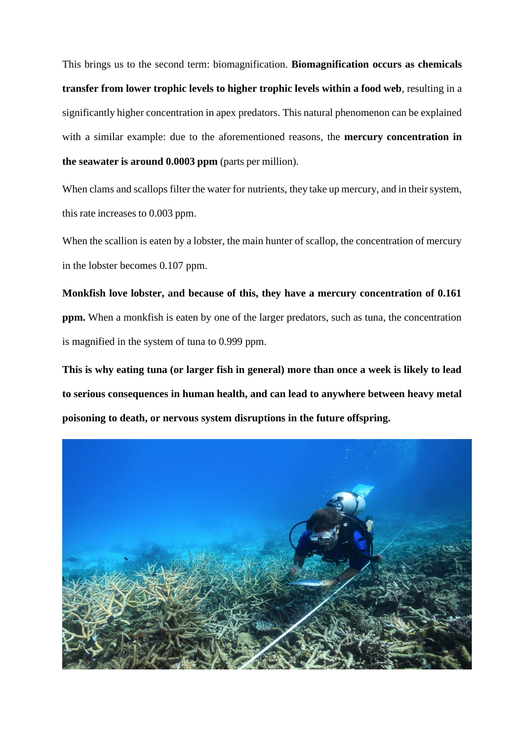This brings us to the second term: biomagnification. **Biomagnification occurs as chemicals transfer from lower trophic levels to higher trophic levels within a food web**, resulting in a significantly higher concentration in apex predators. This natural phenomenon can be explained with a similar example: due to the aforementioned reasons, the **mercury concentration in the seawater is around 0.0003 ppm** (parts per million).

When clams and scallops filter the water for nutrients, they take up mercury, and in their system, this rate increases to 0.003 ppm.

When the scallion is eaten by a lobster, the main hunter of scallop, the concentration of mercury in the lobster becomes 0.107 ppm.

**Monkfish love lobster, and because of this, they have a mercury concentration of 0.161 ppm.** When a monkfish is eaten by one of the larger predators, such as tuna, the concentration is magnified in the system of tuna to 0.999 ppm.

**This is why eating tuna (or larger fish in general) more than once a week is likely to lead to serious consequences in human health, and can lead to anywhere between heavy metal poisoning to death, or nervous system disruptions in the future offspring.**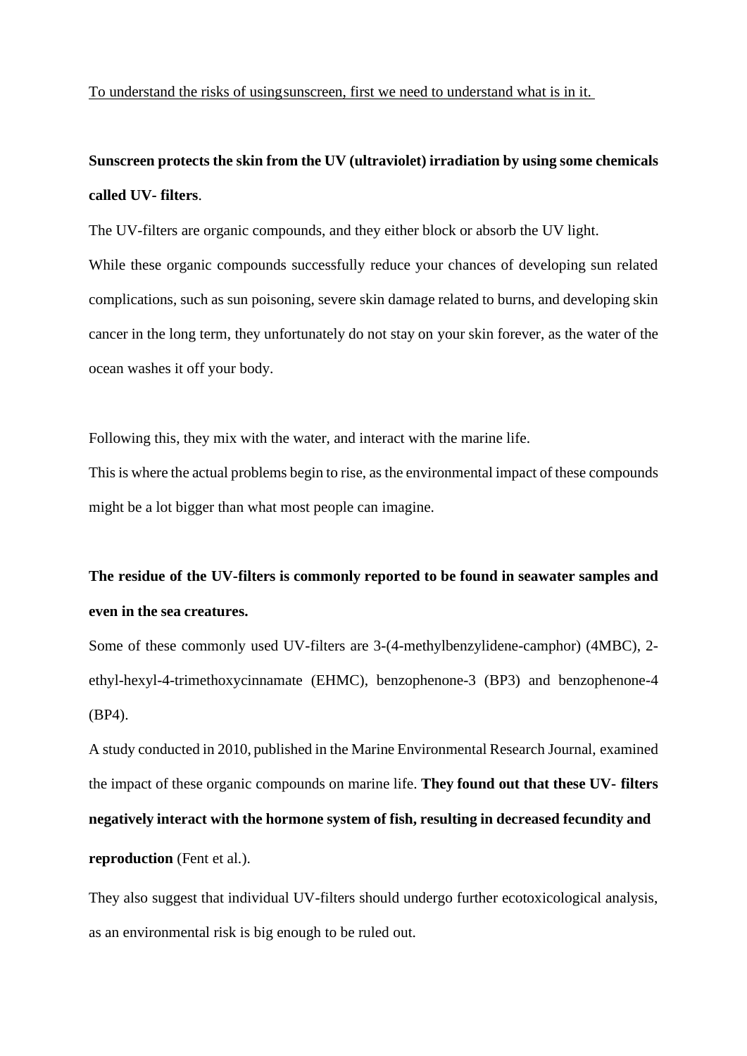To understand the risks of usingsunscreen, first we need to understand what is in it.

**Sunscreen protects the skin from the UV (ultraviolet) irradiation by using some chemicals called UV- filters**.

The UV-filters are organic compounds, and they either block or absorb the UV light.

While these organic compounds successfully reduce your chances of developing sun related complications, such as sun poisoning, severe skin damage related to burns, and developing skin cancer in the long term, they unfortunately do not stay on your skin forever, as the water of the ocean washes it off your body.

Following this, they mix with the water, and interact with the marine life.

This is where the actual problems begin to rise, as the environmental impact of these compounds might be a lot bigger than what most people can imagine.

**The residue of the UV-filters is commonly reported to be found in seawater samples and even in the sea creatures.**

Some of these commonly used UV-filters are 3-(4-methylbenzylidene-camphor) (4MBC), 2-ethyl-hexyl-4-trimethoxycinnamate (EHMC), benzophenone-3 (BP3) and benzophenone-4 (BP4).

A study conducted in 2010, published in the Marine Environmental Research Journal, examined the impact of these organic compounds on marine life. **They found out that these UV- filters negatively interact with the hormone system of fish, resulting in decreased fecundity and reproduction** (Fent et al.).

They also suggest that individual UV-filters should undergo further ecotoxicological analysis, as an environmental risk is big enough to be ruled out.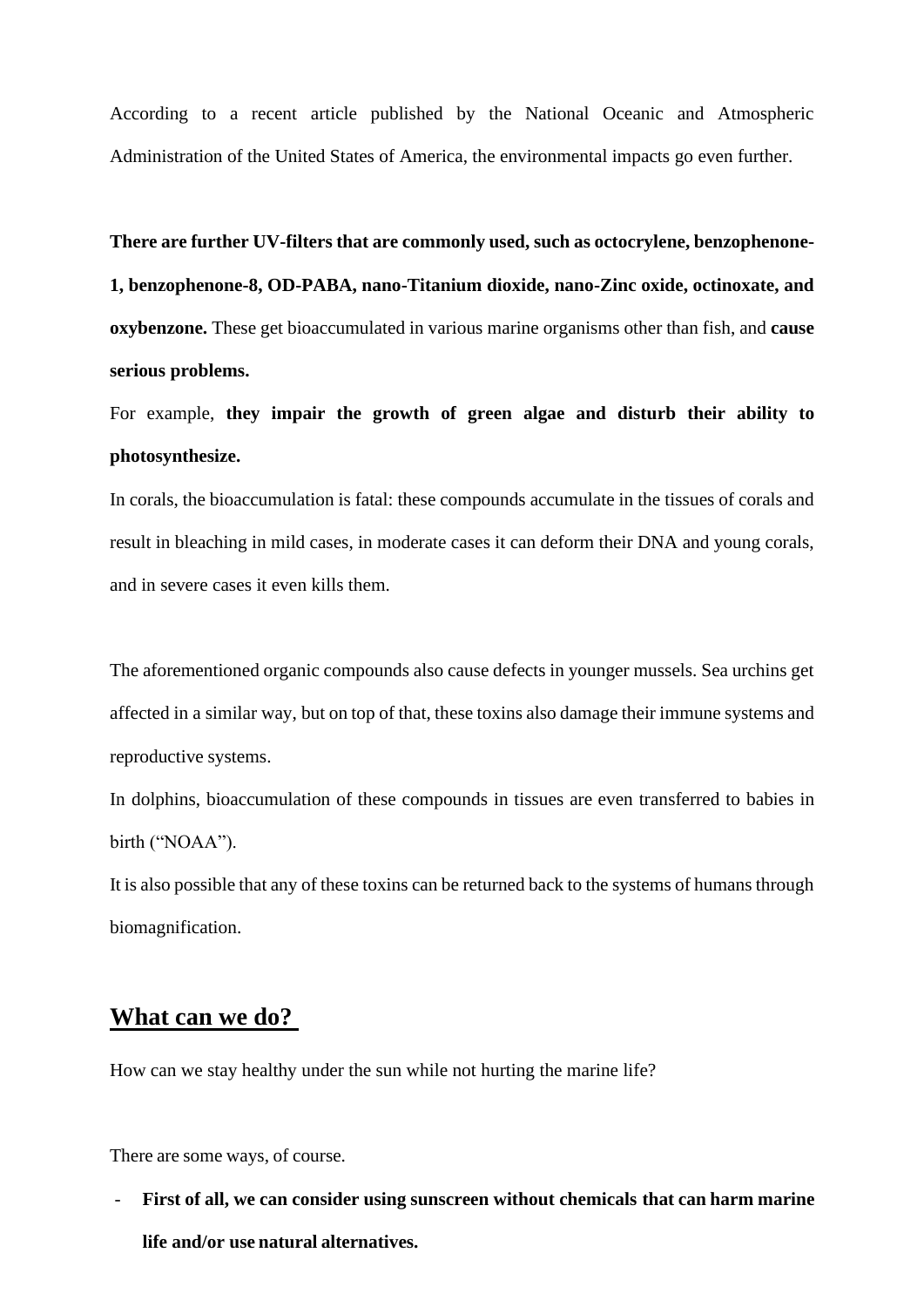According to a recent article published by the National Oceanic and Atmospheric Administration of the United States of America, the environmental impacts go even further.

**There are further UV-filters that are commonly used, such as octocrylene, benzophenone-1, benzophenone-8, OD-PABA, nano-Titanium dioxide, nano-Zinc oxide, octinoxate, and oxybenzone.** These get bioaccumulated in various marine organisms other than fish, and **cause serious problems.**

For example, **they impair the growth of green algae and disturb their ability to photosynthesize.**

In corals, the bioaccumulation is fatal: these compounds accumulate in the tissues of corals and result in bleaching in mild cases, in moderate cases it can deform their DNA and young corals, and in severe cases it even kills them.

The aforementioned organic compounds also cause defects in younger mussels. Sea urchins get affected in a similar way, but on top of that, these toxins also damage their immune systems and reproductive systems.

In dolphins, bioaccumulation of these compounds in tissues are even transferred to babies in birth ("NOAA").

It is also possible that any of these toxins can be returned back to the systems of humans through biomagnification.

## What can we do?

How can we stay healthy under the sun while not hurting the marine life?

There are some ways, of course.

- **First of all, we can consider using sunscreen without chemicals that can harm marine life and/or use natural alternatives.**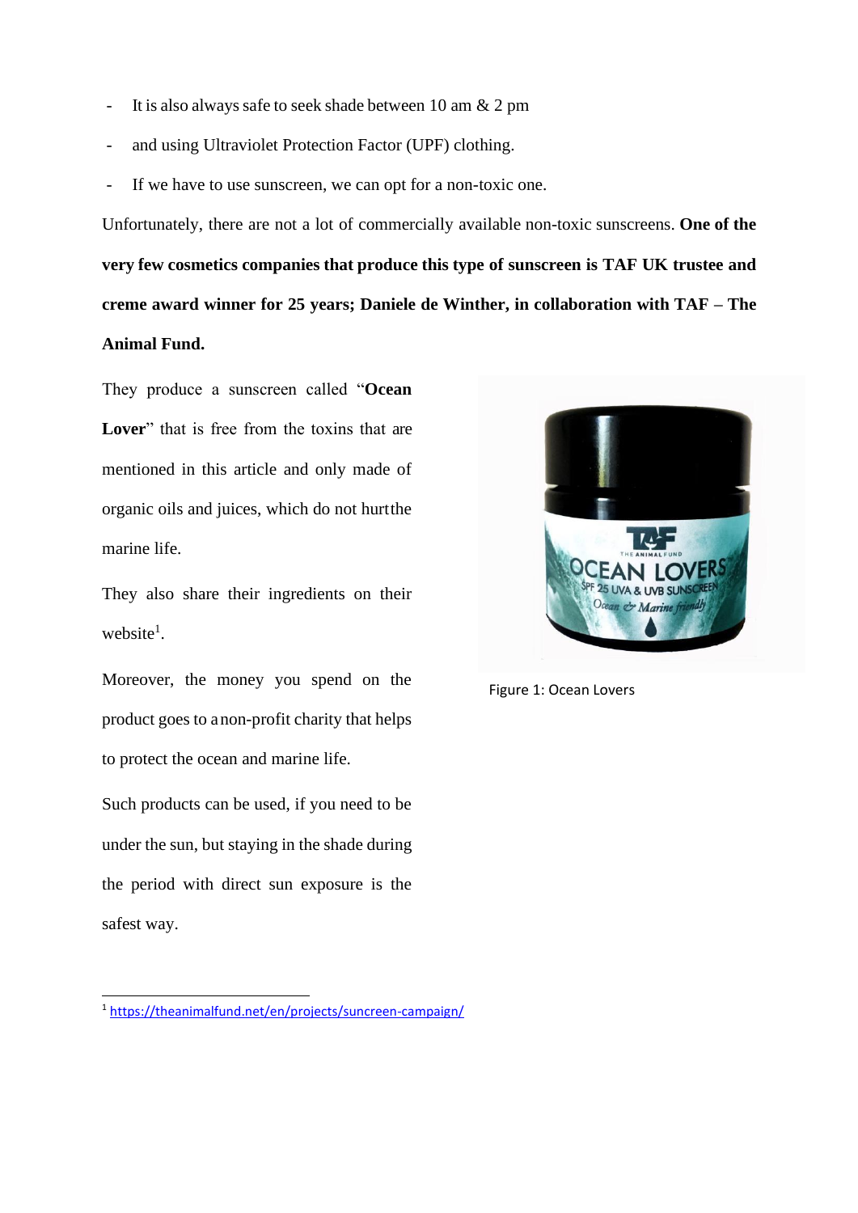- It is also always safe to seek shade between 10 am & 2 pm
- and using Ultraviolet Protection Factor (UPF) clothing.
- If we have to use sunscreen, we can opt for a non-toxic one.

Unfortunately, there are not a lot of commercially available non-toxic sunscreens. **One of the very few cosmetics companies that produce this type of sunscreen is TAF UK trustee and creme award winner for 25 years; Daniele de Winther, in collaboration with TAF – The Animal Fund.**

They produce a sunscreen called "**Ocean Lover**" that is free from the toxins that are mentioned in this article and only made of organic oils and juices, which do not hurtthe marine life.

They also share their ingredients on their website[1].

Moreover, the money you spend on the product goes to anon-profit charity that helps to protect the ocean and marine life.

Such products can be used, if you need to be under the sun, but staying in the shade during the period with direct sun exposure is the safest way.

Figure 1: Ocean Lovers

[1] https://theanimalfund.net/en/projects/suncreen-campaign/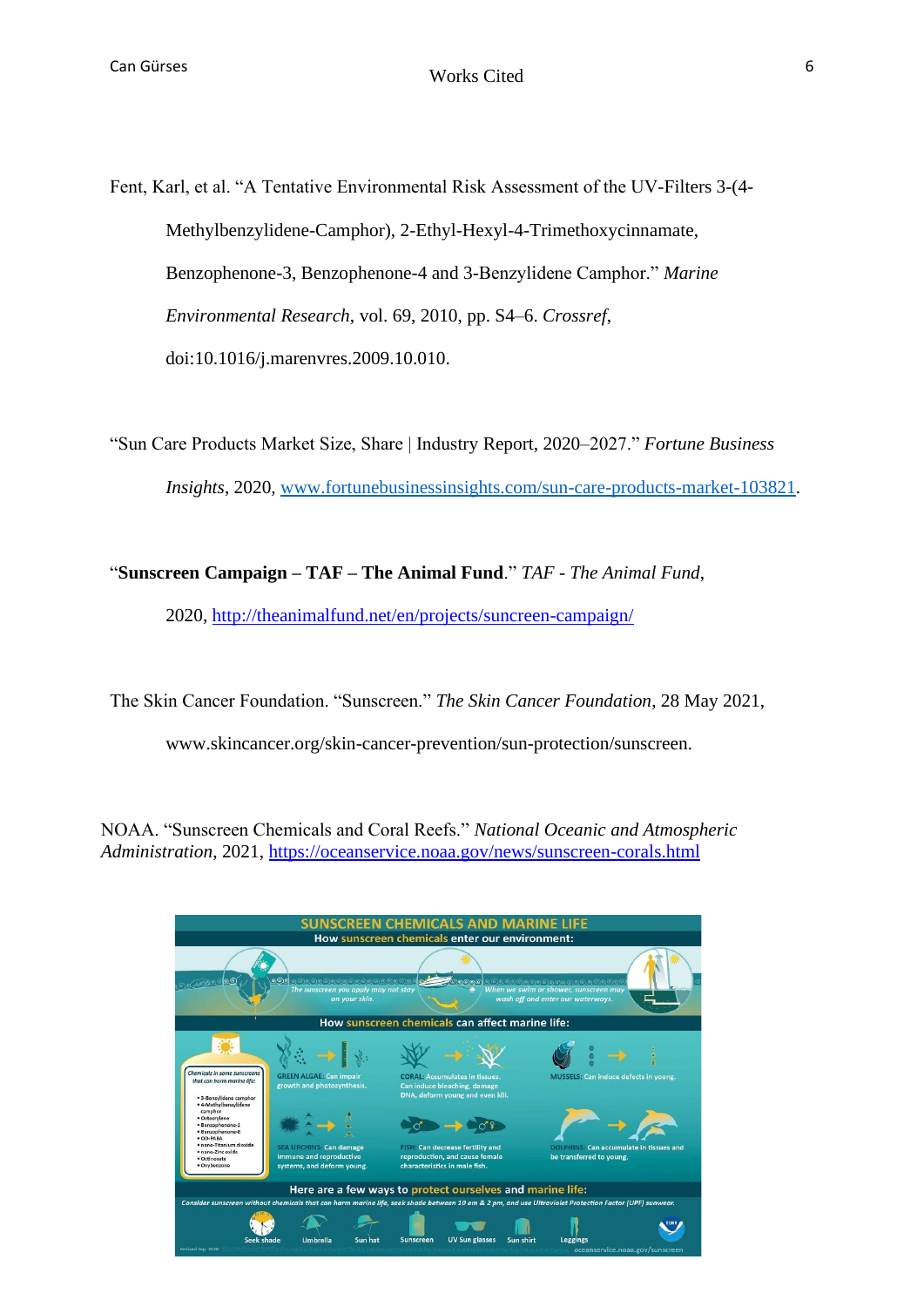# Works Cited

Fent, Karl, et al. "A Tentative Environmental Risk Assessment of the UV-Filters 3-(4-Methylbenzylidene-Camphor), 2-Ethyl-Hexyl-4-Trimethoxycinnamate, Benzophenone-3, Benzophenone-4 and 3-Benzylidene Camphor." *Marine Environmental Research*, vol. 69, 2010, pp. S4–6. *Crossref*, doi:10.1016/j.marenvres.2009.10.010.

"Sun Care Products Market Size, Share | Industry Report, 2020–2027." *Fortune Business Insights*, 2020, www.fortunebusinessinsights.com/sun-care-products-market-103821.

"**Sunscreen Campaign – TAF – The Animal Fund**." *TAF - The Animal Fund*, 2020, http://theanimalfund.net/en/projects/suncreen-campaign/

The Skin Cancer Foundation. "Sunscreen." *The Skin Cancer Foundation*, 28 May 2021, www.skincancer.org/skin-cancer-prevention/sun-protection/sunscreen.

NOAA. "Sunscreen Chemicals and Coral Reefs." *National Oceanic and Atmospheric Administration*, 2021, https://oceanservice.noaa.gov/news/sunscreen-corals.html